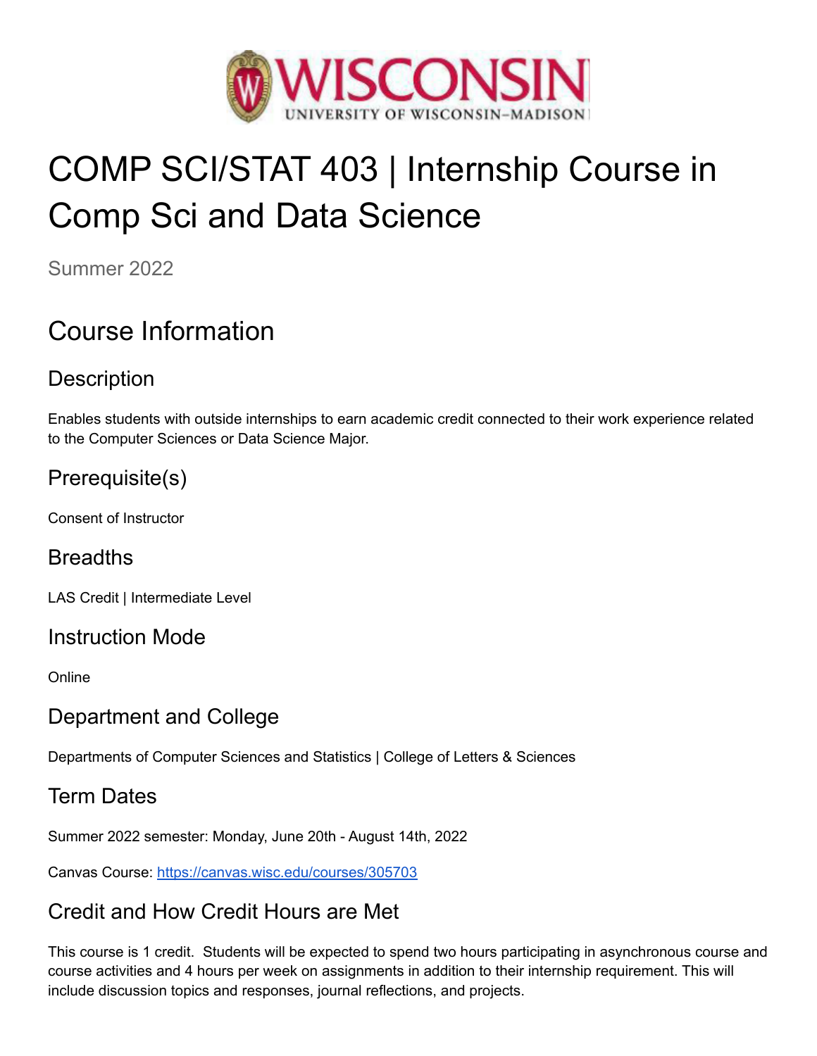# COMP SCI/STAT 403 | Internship Course in Comp Sci and Data Science

Summer 2022

## Course Information

### Description

Enables students with outside internships to earn academic credit connected to their work experience related to the Computer Sciences or Data Science Major.

### Prerequisite(s)

Consent of Instructor

### Breadths

LAS Credit | Intermediate Level

### Instruction Mode

Online

### Department and College

Departments of Computer Sciences and Statistics | College of Letters & Sciences

### Term Dates

Summer 2022 semester: Monday, June 20th - August 14th, 2022

Canvas Course: [https://canvas.wisc.edu/courses/305703](https://canvas.wisc.edu/courses/305703)

### Credit and How Credit Hours are Met

This course is 1 credit. Students will be expected to spend two hours participating in asynchronous course and course activities and 4 hours per week on assignments in addition to their internship requirement. This will include discussion topics and responses, journal reflections, and projects.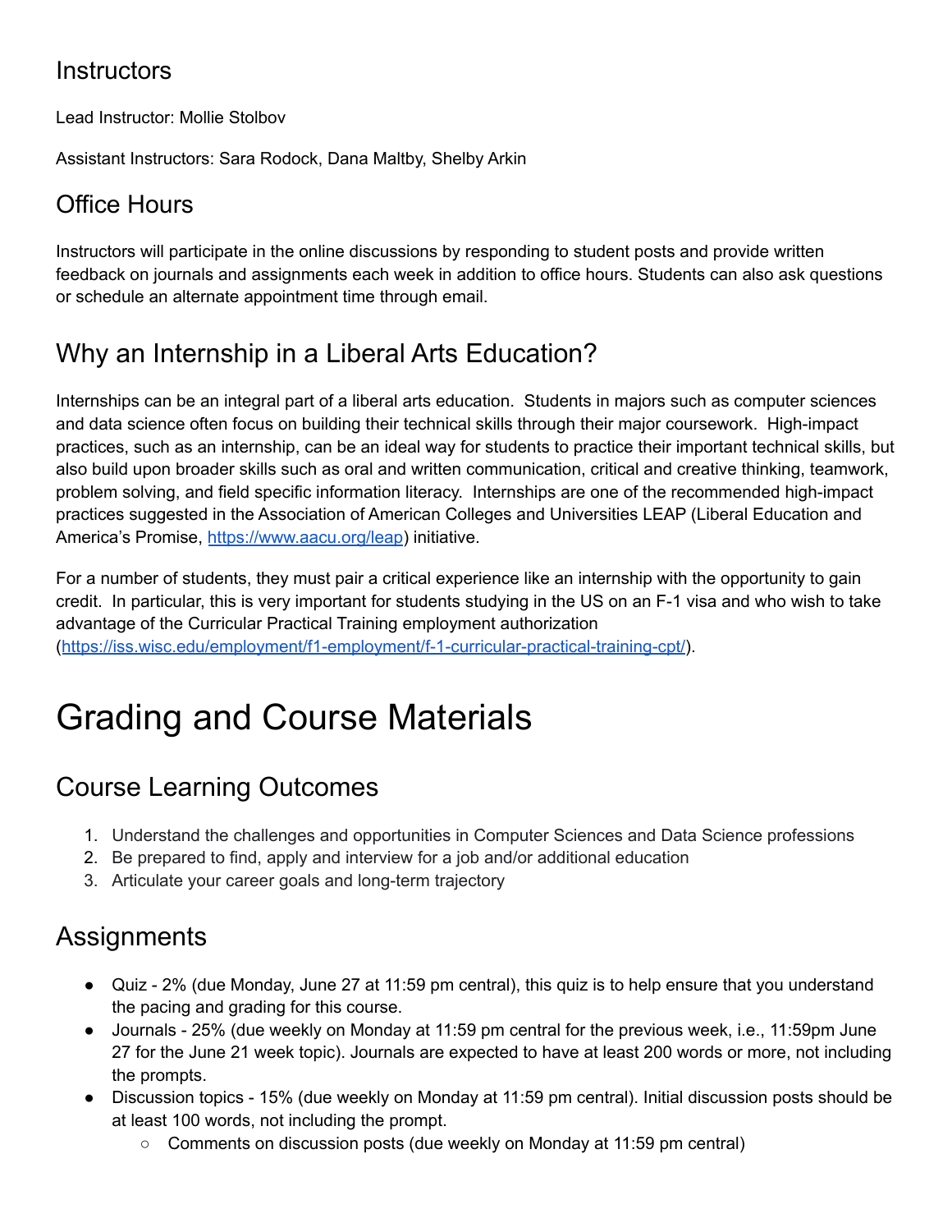## Instructors

Lead Instructor: Mollie Stolbov

Assistant Instructors: Sara Rodock, Dana Maltby, Shelby Arkin

## Office Hours

Instructors will participate in the online discussions by responding to student posts and provide written feedback on journals and assignments each week in addition to office hours. Students can also ask questions or schedule an alternate appointment time through email.

## Why an Internship in a Liberal Arts Education?

Internships can be an integral part of a liberal arts education. Students in majors such as computer sciences and data science often focus on building their technical skills through their major coursework. High-impact practices, such as an internship, can be an ideal way for students to practice their important technical skills, but also build upon broader skills such as oral and written communication, critical and creative thinking, teamwork, problem solving, and field specific information literacy. Internships are one of the recommended high-impact practices suggested in the Association of American Colleges and Universities LEAP (Liberal Education and America's Promise, https://www.aacu.org/leap) initiative.

For a number of students, they must pair a critical experience like an internship with the opportunity to gain credit. In particular, this is very important for students studying in the US on an F-1 visa and who wish to take advantage of the Curricular Practical Training employment authorization (https://iss.wisc.edu/employment/f1-employment/f-1-curricular-practical-training-cpt/).

# Grading and Course Materials

## Course Learning Outcomes

1. Understand the challenges and opportunities in Computer Sciences and Data Science professions
2. Be prepared to find, apply and interview for a job and/or additional education
3. Articulate your career goals and long-term trajectory

## Assignments

- Quiz - 2% (due Monday, June 27 at 11:59 pm central), this quiz is to help ensure that you understand the pacing and grading for this course.
- Journals - 25% (due weekly on Monday at 11:59 pm central for the previous week, i.e., 11:59pm June 27 for the June 21 week topic). Journals are expected to have at least 200 words or more, not including the prompts.
- Discussion topics - 15% (due weekly on Monday at 11:59 pm central). Initial discussion posts should be at least 100 words, not including the prompt.
  - Comments on discussion posts (due weekly on Monday at 11:59 pm central)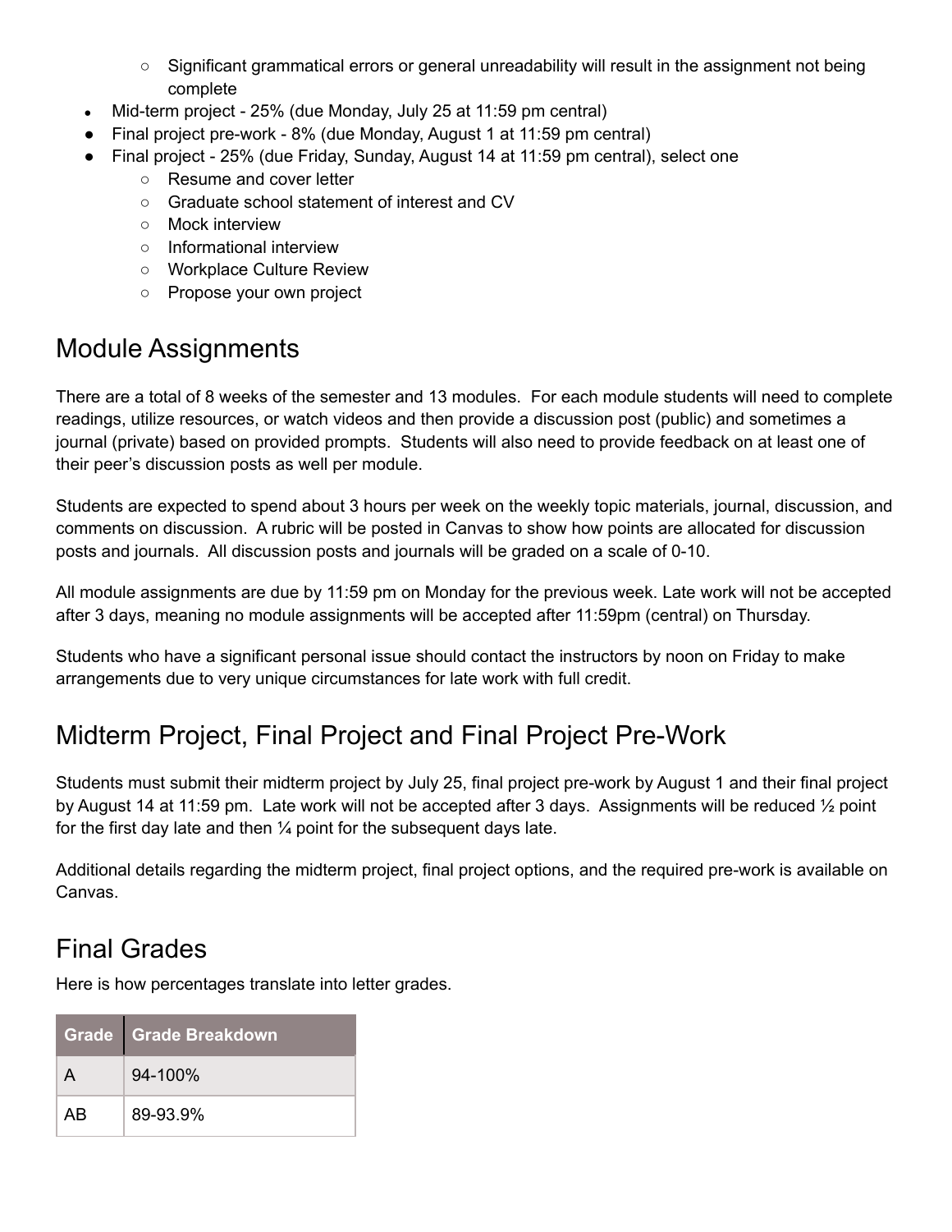- Significant grammatical errors or general unreadability will result in the assignment not being complete
- Mid-term project - 25% (due Monday, July 25 at 11:59 pm central)
- Final project pre-work - 8% (due Monday, August 1 at 11:59 pm central)
- Final project - 25% (due Friday, Sunday, August 14 at 11:59 pm central), select one
    - Resume and cover letter
    - Graduate school statement of interest and CV
    - Mock interview
    - Informational interview
    - Workplace Culture Review
    - Propose your own project

## Module Assignments

There are a total of 8 weeks of the semester and 13 modules. For each module students will need to complete readings, utilize resources, or watch videos and then provide a discussion post (public) and sometimes a journal (private) based on provided prompts. Students will also need to provide feedback on at least one of their peer's discussion posts as well per module.

Students are expected to spend about 3 hours per week on the weekly topic materials, journal, discussion, and comments on discussion. A rubric will be posted in Canvas to show how points are allocated for discussion posts and journals. All discussion posts and journals will be graded on a scale of 0-10.

All module assignments are due by 11:59 pm on Monday for the previous week. Late work will not be accepted after 3 days, meaning no module assignments will be accepted after 11:59pm (central) on Thursday.

Students who have a significant personal issue should contact the instructors by noon on Friday to make arrangements due to very unique circumstances for late work with full credit.

## Midterm Project, Final Project and Final Project Pre-Work

Students must submit their midterm project by July 25, final project pre-work by August 1 and their final project by August 14 at 11:59 pm. Late work will not be accepted after 3 days. Assignments will be reduced ½ point for the first day late and then ¼ point for the subsequent days late.

Additional details regarding the midterm project, final project options, and the required pre-work is available on Canvas.

## Final Grades

Here is how percentages translate into letter grades.

| Grade | Grade Breakdown |
|---|---|
| A | 94-100% |
| AB | 89-93.9% |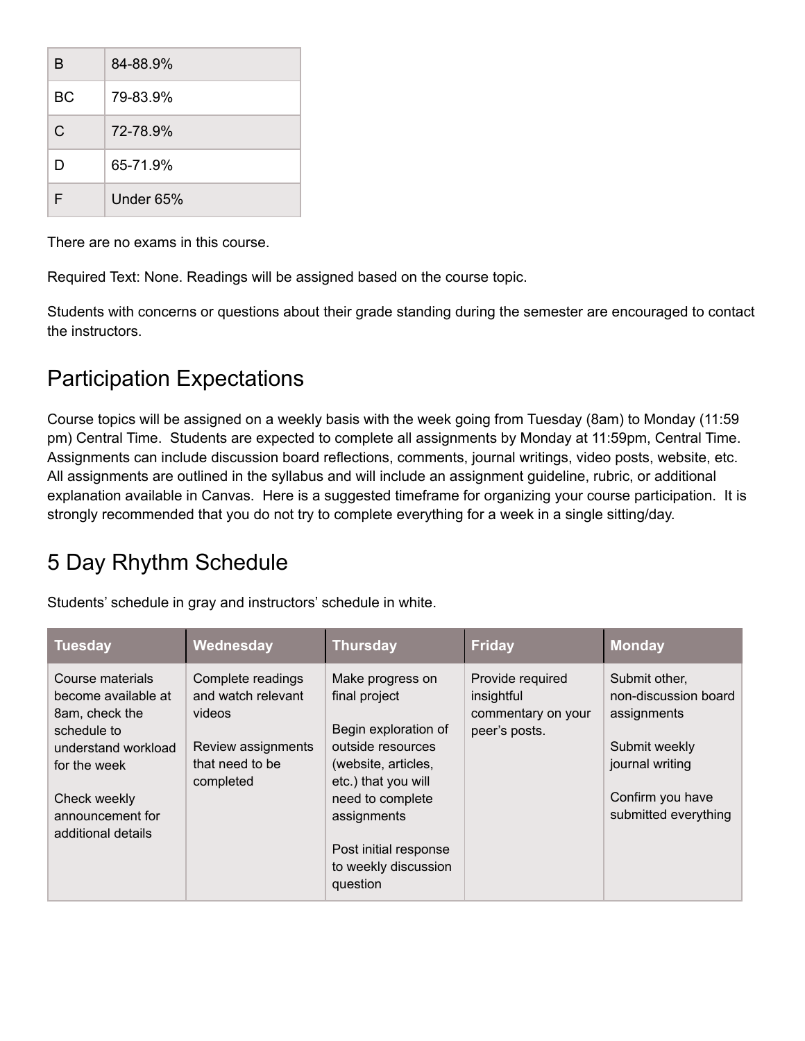| B | 84-88.9% |
| --- | --- |
| BC | 79-83.9% |
| C | 72-78.9% |
| D | 65-71.9% |
| F | Under 65% |

There are no exams in this course.

Required Text: None. Readings will be assigned based on the course topic.

Students with concerns or questions about their grade standing during the semester are encouraged to contact the instructors.

## Participation Expectations

Course topics will be assigned on a weekly basis with the week going from Tuesday (8am) to Monday (11:59 pm) Central Time. Students are expected to complete all assignments by Monday at 11:59pm, Central Time. Assignments can include discussion board reflections, comments, journal writings, video posts, website, etc. All assignments are outlined in the syllabus and will include an assignment guideline, rubric, or additional explanation available in Canvas. Here is a suggested timeframe for organizing your course participation. It is strongly recommended that you do not try to complete everything for a week in a single sitting/day.

## 5 Day Rhythm Schedule

Students' schedule in gray and instructors' schedule in white.

| Tuesday | Wednesday | Thursday | Friday | Monday |
| --- | --- | --- | --- | --- |
| Course materials become available at 8am, check the schedule to understand workload for the week<br><br>Check weekly announcement for additional details | Complete readings and watch relevant videos<br><br>Review assignments that need to be completed | Make progress on final project<br><br>Begin exploration of outside resources (website, articles, etc.) that you will need to complete assignments<br><br>Post initial response to weekly discussion question | Provide required insightful commentary on your peer's posts. | Submit other, non-discussion board assignments<br><br>Submit weekly journal writing<br><br>Confirm you have submitted everything |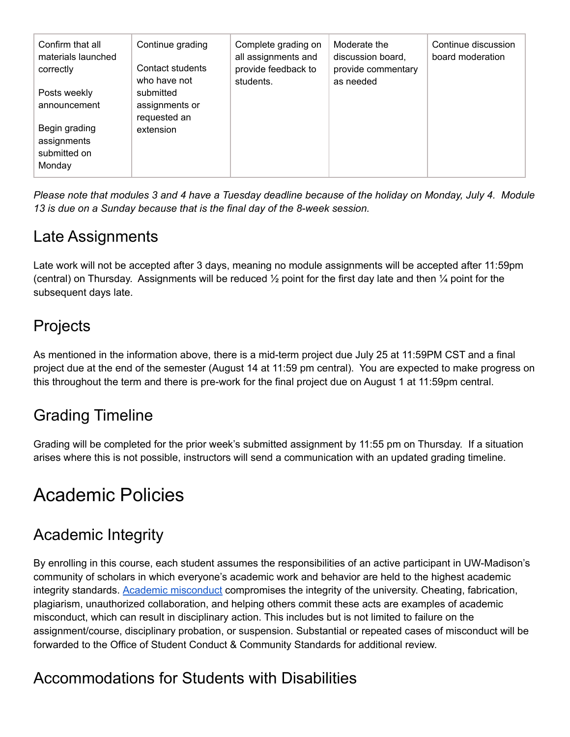| Confirm that all materials launched correctly<br><br>Posts weekly announcement<br><br>Begin grading assignments submitted on Monday | Continue grading<br><br>Contact students who have not submitted assignments or requested an extension | Complete grading on all assignments and provide feedback to students. | Moderate the discussion board, provide commentary as needed | Continue discussion board moderation |
|---|---|---|---|---|

*Please note that modules 3 and 4 have a Tuesday deadline because of the holiday on Monday, July 4. Module 13 is due on a Sunday because that is the final day of the 8-week session.*

## Late Assignments

Late work will not be accepted after 3 days, meaning no module assignments will be accepted after 11:59pm (central) on Thursday. Assignments will be reduced ½ point for the first day late and then ¼ point for the subsequent days late.

## Projects

As mentioned in the information above, there is a mid-term project due July 25 at 11:59PM CST and a final project due at the end of the semester (August 14 at 11:59 pm central). You are expected to make progress on this throughout the term and there is pre-work for the final project due on August 1 at 11:59pm central.

## Grading Timeline

Grading will be completed for the prior week's submitted assignment by 11:55 pm on Thursday. If a situation arises where this is not possible, instructors will send a communication with an updated grading timeline.

# Academic Policies

## Academic Integrity

By enrolling in this course, each student assumes the responsibilities of an active participant in UW-Madison's community of scholars in which everyone's academic work and behavior are held to the highest academic integrity standards. Academic misconduct compromises the integrity of the university. Cheating, fabrication, plagiarism, unauthorized collaboration, and helping others commit these acts are examples of academic misconduct, which can result in disciplinary action. This includes but is not limited to failure on the assignment/course, disciplinary probation, or suspension. Substantial or repeated cases of misconduct will be forwarded to the Office of Student Conduct & Community Standards for additional review.

## Accommodations for Students with Disabilities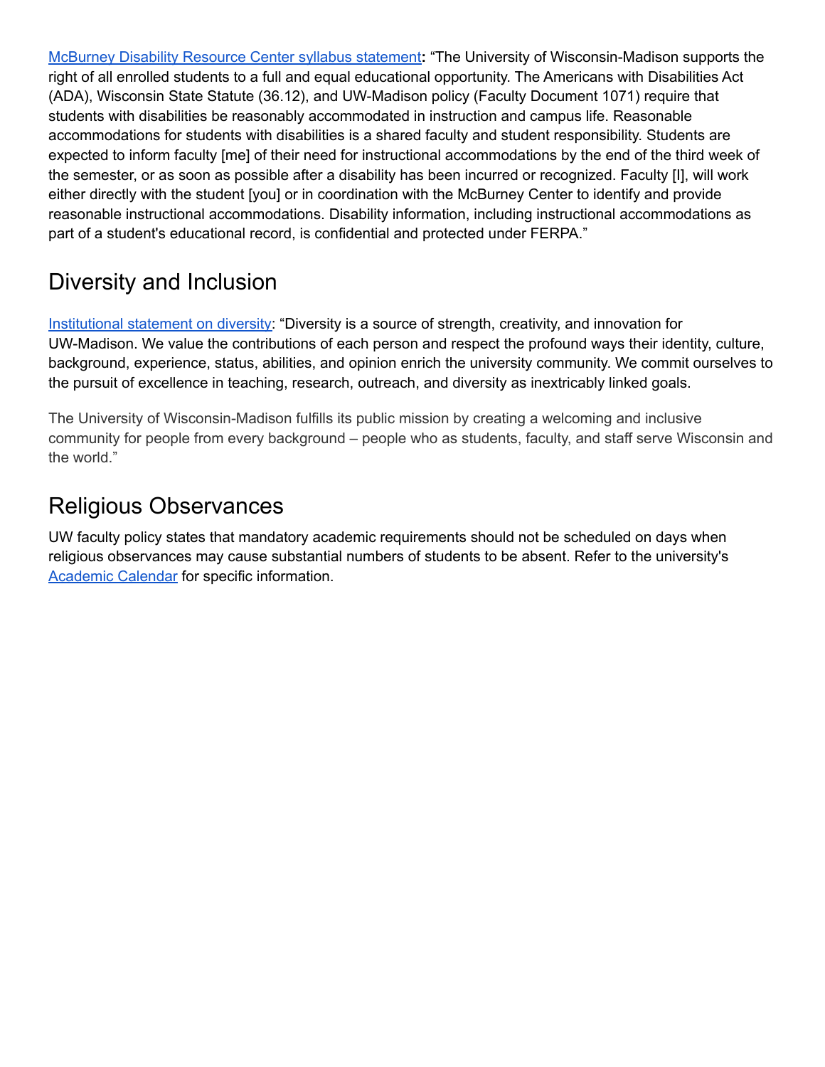McBurney Disability Resource Center syllabus statement**:** "The University of Wisconsin-Madison supports the right of all enrolled students to a full and equal educational opportunity. The Americans with Disabilities Act (ADA), Wisconsin State Statute (36.12), and UW-Madison policy (Faculty Document 1071) require that students with disabilities be reasonably accommodated in instruction and campus life. Reasonable accommodations for students with disabilities is a shared faculty and student responsibility. Students are expected to inform faculty [me] of their need for instructional accommodations by the end of the third week of the semester, or as soon as possible after a disability has been incurred or recognized. Faculty [I], will work either directly with the student [you] or in coordination with the McBurney Center to identify and provide reasonable instructional accommodations. Disability information, including instructional accommodations as part of a student's educational record, is confidential and protected under FERPA."

## Diversity and Inclusion

Institutional statement on diversity: "Diversity is a source of strength, creativity, and innovation for UW-Madison. We value the contributions of each person and respect the profound ways their identity, culture, background, experience, status, abilities, and opinion enrich the university community. We commit ourselves to the pursuit of excellence in teaching, research, outreach, and diversity as inextricably linked goals.

The University of Wisconsin-Madison fulfills its public mission by creating a welcoming and inclusive community for people from every background – people who as students, faculty, and staff serve Wisconsin and the world."

## Religious Observances

UW faculty policy states that mandatory academic requirements should not be scheduled on days when religious observances may cause substantial numbers of students to be absent. Refer to the university's Academic Calendar for specific information.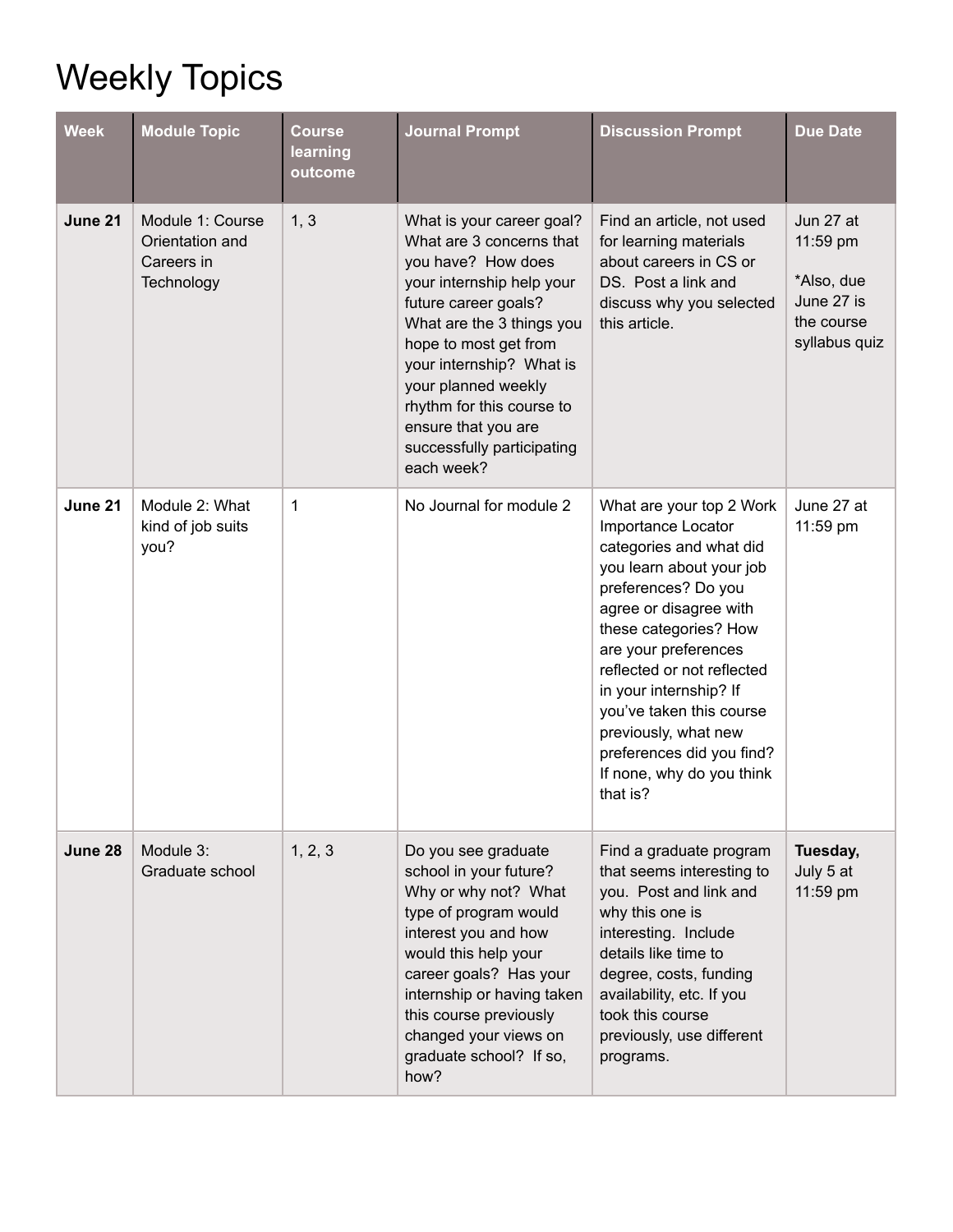# Weekly Topics

| Week | Module Topic | Course learning outcome | Journal Prompt | Discussion Prompt | Due Date |
|---|---|---|---|---|---|
| **June 21** | Module 1: Course Orientation and Careers in Technology | 1, 3 | What is your career goal? What are 3 concerns that you have? How does your internship help your future career goals? What are the 3 things you hope to most get from your internship? What is your planned weekly rhythm for this course to ensure that you are successfully participating each week? | Find an article, not used for learning materials about careers in CS or DS. Post a link and discuss why you selected this article. | Jun 27 at 11:59 pm<br><br>*Also, due June 27 is the course syllabus quiz |
| **June 21** | Module 2: What kind of job suits you? | 1 | No Journal for module 2 | What are your top 2 Work Importance Locator categories and what did you learn about your job preferences? Do you agree or disagree with these categories? How are your preferences reflected or not reflected in your internship? If you've taken this course previously, what new preferences did you find? If none, why do you think that is? | June 27 at 11:59 pm |
| **June 28** | Module 3: Graduate school | 1, 2, 3 | Do you see graduate school in your future? Why or why not? What type of program would interest you and how would this help your career goals? Has your internship or having taken this course previously changed your views on graduate school? If so, how? | Find a graduate program that seems interesting to you. Post and link and why this one is interesting. Include details like time to degree, costs, funding availability, etc. If you took this course previously, use different programs. | **Tuesday,** July 5 at 11:59 pm |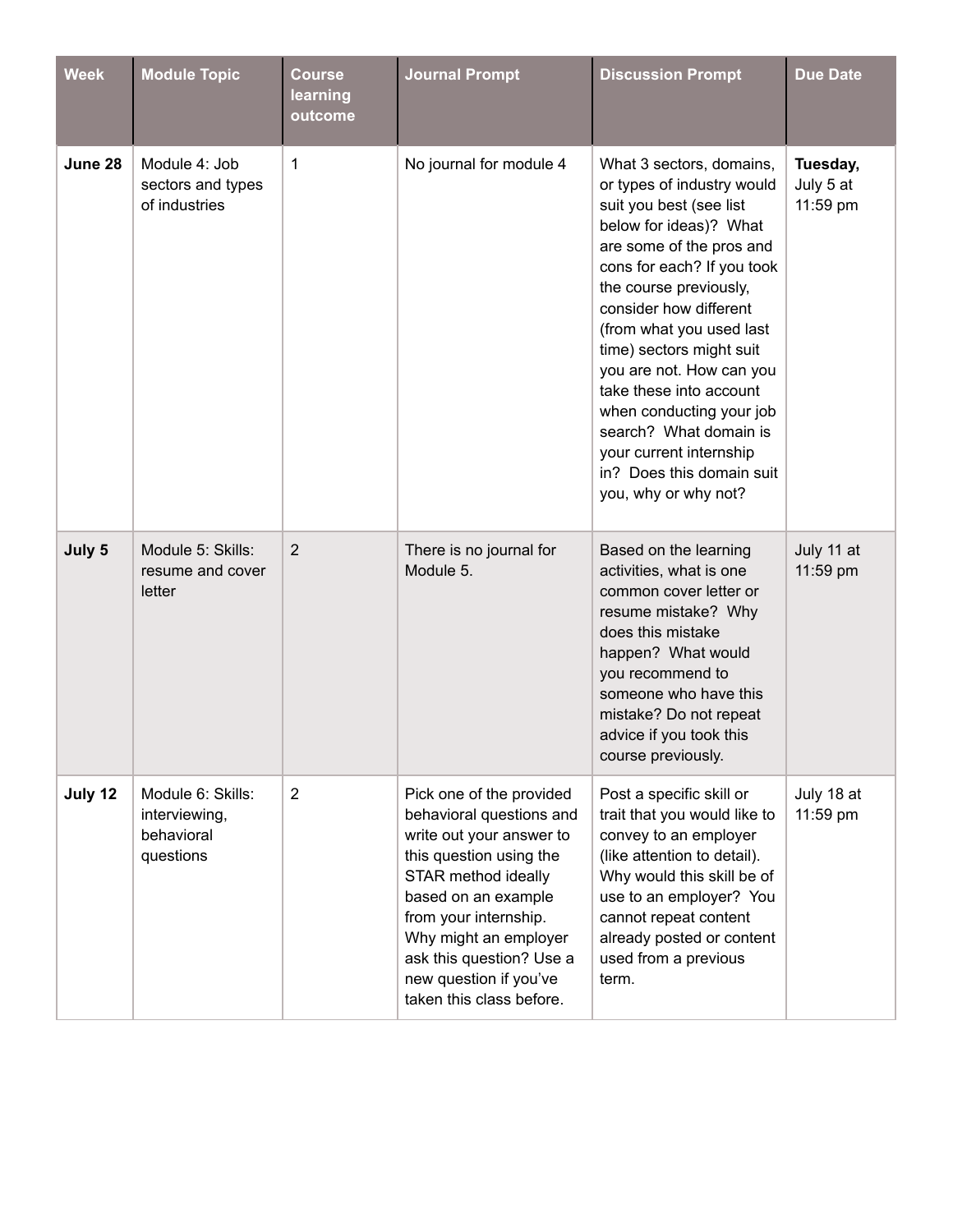| Week | Module Topic | Course learning outcome | Journal Prompt | Discussion Prompt | Due Date |
|---|---|---|---|---|---|
| **June 28** | Module 4: Job sectors and types of industries | 1 | No journal for module 4 | What 3 sectors, domains, or types of industry would suit you best (see list below for ideas)? What are some of the pros and cons for each? If you took the course previously, consider how different (from what you used last time) sectors might suit you are not. How can you take these into account when conducting your job search? What domain is your current internship in? Does this domain suit you, why or why not? | **Tuesday,** July 5 at 11:59 pm |
| **July 5** | Module 5: Skills: resume and cover letter | 2 | There is no journal for Module 5. | Based on the learning activities, what is one common cover letter or resume mistake? Why does this mistake happen? What would you recommend to someone who have this mistake? Do not repeat advice if you took this course previously. | July 11 at 11:59 pm |
| **July 12** | Module 6: Skills: interviewing, behavioral questions | 2 | Pick one of the provided behavioral questions and write out your answer to this question using the STAR method ideally based on an example from your internship. Why might an employer ask this question? Use a new question if you've taken this class before. | Post a specific skill or trait that you would like to convey to an employer (like attention to detail). Why would this skill be of use to an employer? You cannot repeat content already posted or content used from a previous term. | July 18 at 11:59 pm |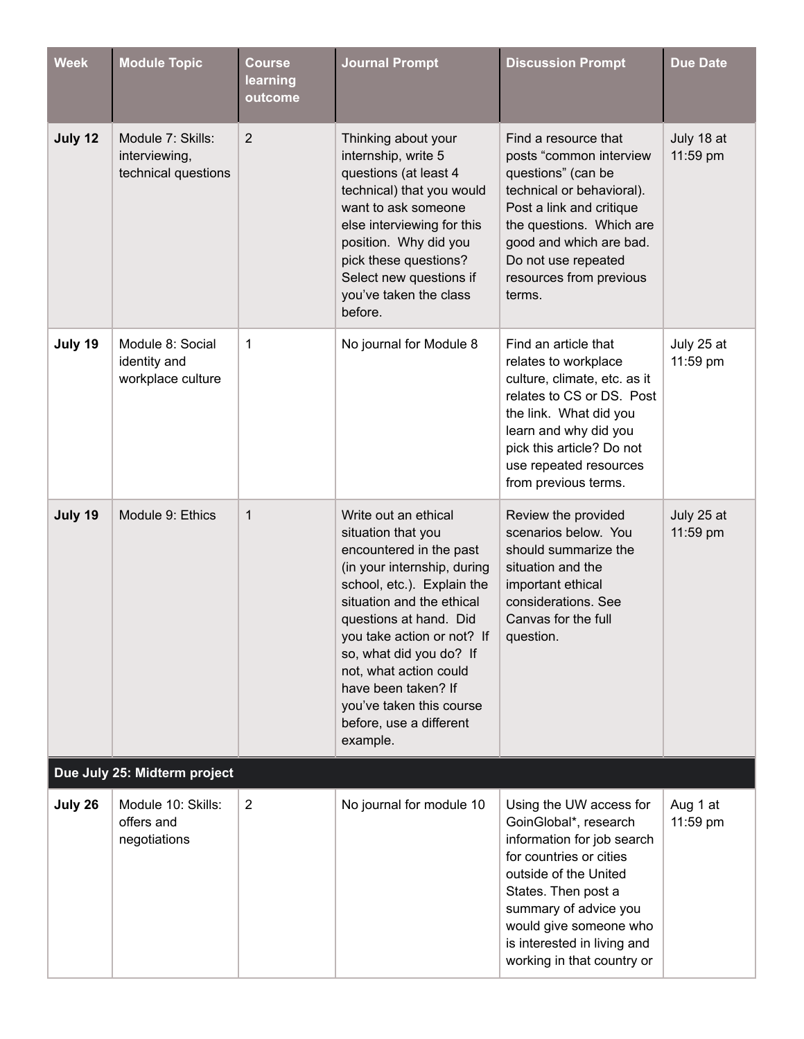| Week | Module Topic | Course learning outcome | Journal Prompt | Discussion Prompt | Due Date |
|---|---|---|---|---|---|
| **July 12** | Module 7: Skills: interviewing, technical questions | 2 | Thinking about your internship, write 5 questions (at least 4 technical) that you would want to ask someone else interviewing for this position. Why did you pick these questions? Select new questions if you've taken the class before. | Find a resource that posts "common interview questions" (can be technical or behavioral). Post a link and critique the questions. Which are good and which are bad. Do not use repeated resources from previous terms. | July 18 at 11:59 pm |
| **July 19** | Module 8: Social identity and workplace culture | 1 | No journal for Module 8 | Find an article that relates to workplace culture, climate, etc. as it relates to CS or DS. Post the link. What did you learn and why did you pick this article? Do not use repeated resources from previous terms. | July 25 at 11:59 pm |
| **July 19** | Module 9: Ethics | 1 | Write out an ethical situation that you encountered in the past (in your internship, during school, etc.). Explain the situation and the ethical questions at hand. Did you take action or not? If so, what did you do? If not, what action could have been taken? If you've taken this course before, use a different example. | Review the provided scenarios below. You should summarize the situation and the important ethical considerations. See Canvas for the full question. | July 25 at 11:59 pm |
| **Due July 25: Midterm project** | | | | | |
| **July 26** | Module 10: Skills: offers and negotiations | 2 | No journal for module 10 | Using the UW access for GoinGlobal*, research information for job search for countries or cities outside of the United States. Then post a summary of advice you would give someone who is interested in living and working in that country or | Aug 1 at 11:59 pm |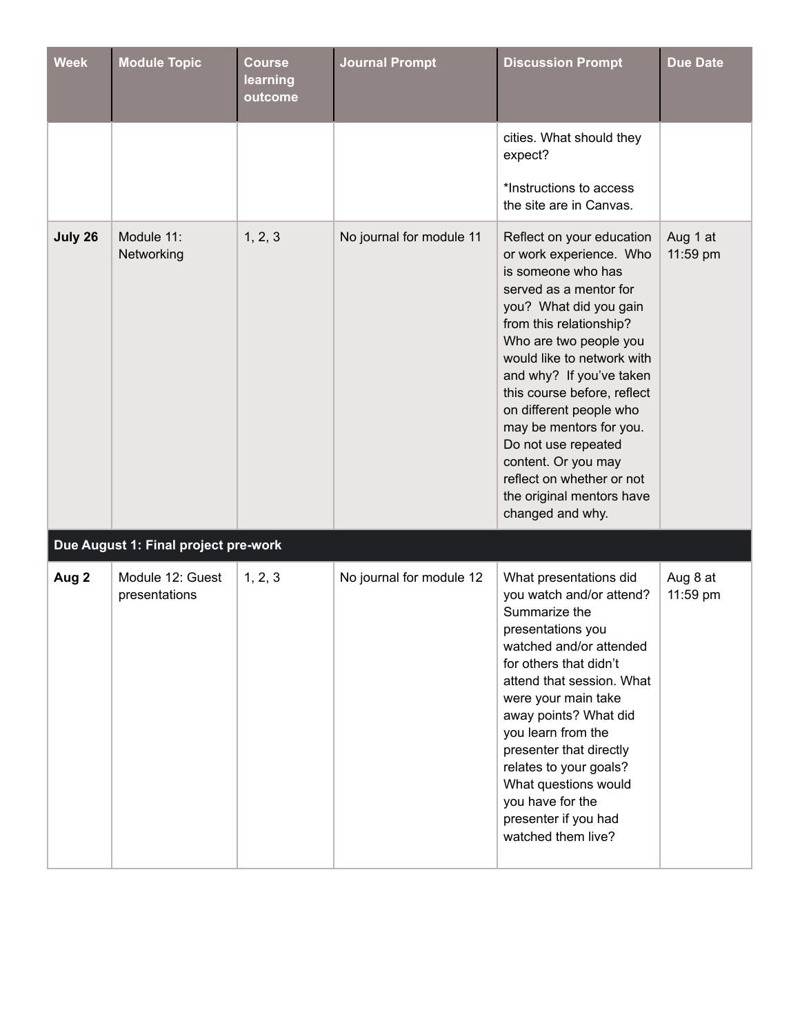| Week | Module Topic | Course learning outcome | Journal Prompt | Discussion Prompt | Due Date |
|---|---|---|---|---|---|
| | | | | cities. What should they expect?<br><br>*Instructions to access the site are in Canvas. | |
| **July 26** | Module 11: Networking | 1, 2, 3 | No journal for module 11 | Reflect on your education or work experience. Who is someone who has served as a mentor for you? What did you gain from this relationship? Who are two people you would like to network with and why? If you've taken this course before, reflect on different people who may be mentors for you. Do not use repeated content. Or you may reflect on whether or not the original mentors have changed and why. | Aug 1 at 11:59 pm |
| **Due August 1: Final project pre-work** | | | | | |
| **Aug 2** | Module 12: Guest presentations | 1, 2, 3 | No journal for module 12 | What presentations did you watch and/or attend? Summarize the presentations you watched and/or attended for others that didn't attend that session. What were your main take away points? What did you learn from the presenter that directly relates to your goals? What questions would you have for the presenter if you had watched them live? | Aug 8 at 11:59 pm |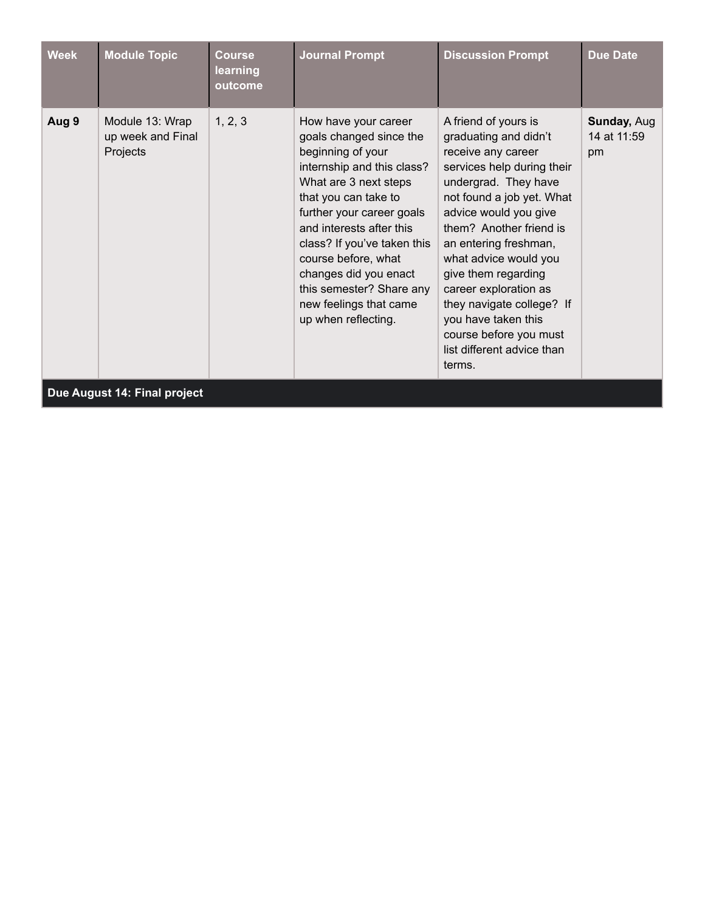| Week | Module Topic | Course learning outcome | Journal Prompt | Discussion Prompt | Due Date |
|---|---|---|---|---|---|
| **Aug 9** | Module 13: Wrap up week and Final Projects | 1, 2, 3 | How have your career goals changed since the beginning of your internship and this class? What are 3 next steps that you can take to further your career goals and interests after this class? If you've taken this course before, what changes did you enact this semester? Share any new feelings that came up when reflecting. | A friend of yours is graduating and didn't receive any career services help during their undergrad. They have not found a job yet. What advice would you give them? Another friend is an entering freshman, what advice would you give them regarding career exploration as they navigate college? If you have taken this course before you must list different advice than terms. | **Sunday,** Aug 14 at 11:59 pm |
| **Due August 14: Final project** | | | | | |